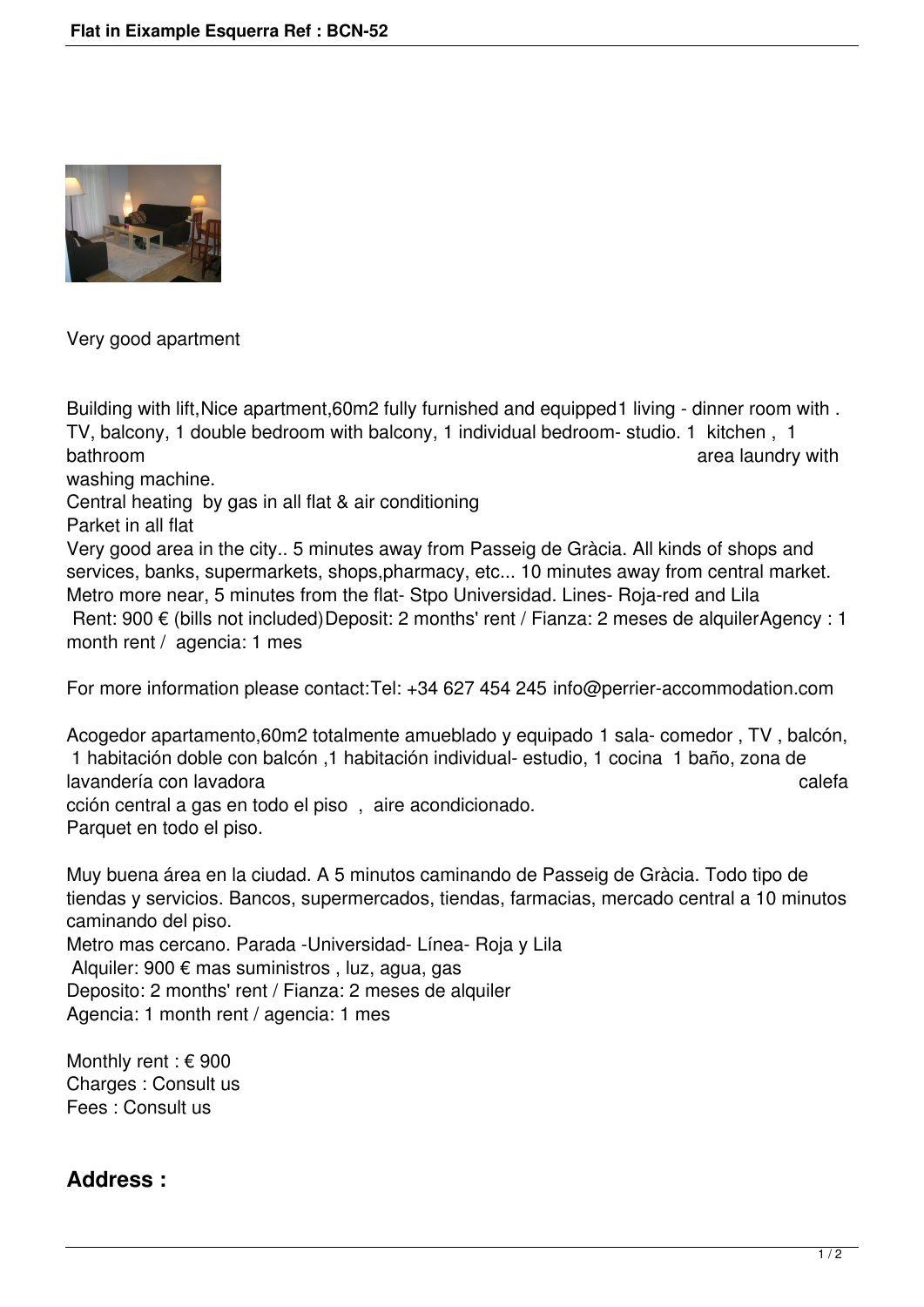Very good apartment

Building with lift,Nice apartment,60m2 fully furnished and equipped1 living - dinner room with . TV, balcony, 1 double bedroom with balcony, 1 individual bedroom- studio. 1 kitchen , 1 bathroom area laundry with washing machine.
Central heating by gas in all flat & air conditioning
Parket in all flat
Very good area in the city.. 5 minutes away from Passeig de Gràcia. All kinds of shops and services, banks, supermarkets, shops,pharmacy, etc... 10 minutes away from central market. Metro more near, 5 minutes from the flat- Stpo Universidad. Lines- Roja-red and Lila
Rent: 900 € (bills not included)Deposit: 2 months' rent / Fianza: 2 meses de alquilerAgency : 1 month rent / agencia: 1 mes

For more information please contact:Tel: +34 627 454 245 info@perrier-accommodation.com

Acogedor apartamento,60m2 totalmente amueblado y equipado 1 sala- comedor , TV , balcón, 1 habitación doble con balcón ,1 habitación individual- estudio, 1 cocina 1 baño, zona de lavandería con lavadora calefacción central a gas en todo el piso , aire acondicionado.
Parquet en todo el piso.

Muy buena área en la ciudad. A 5 minutos caminando de Passeig de Gràcia. Todo tipo de tiendas y servicios. Bancos, supermercados, tiendas, farmacias, mercado central a 10 minutos caminando del piso.
Metro mas cercano. Parada -Universidad- Línea- Roja y Lila
Alquiler: 900 € mas suministros , luz, agua, gas
Deposito: 2 months' rent / Fianza: 2 meses de alquiler
Agencia: 1 month rent / agencia: 1 mes

Monthly rent : € 900
Charges : Consult us
Fees : Consult us

## Address :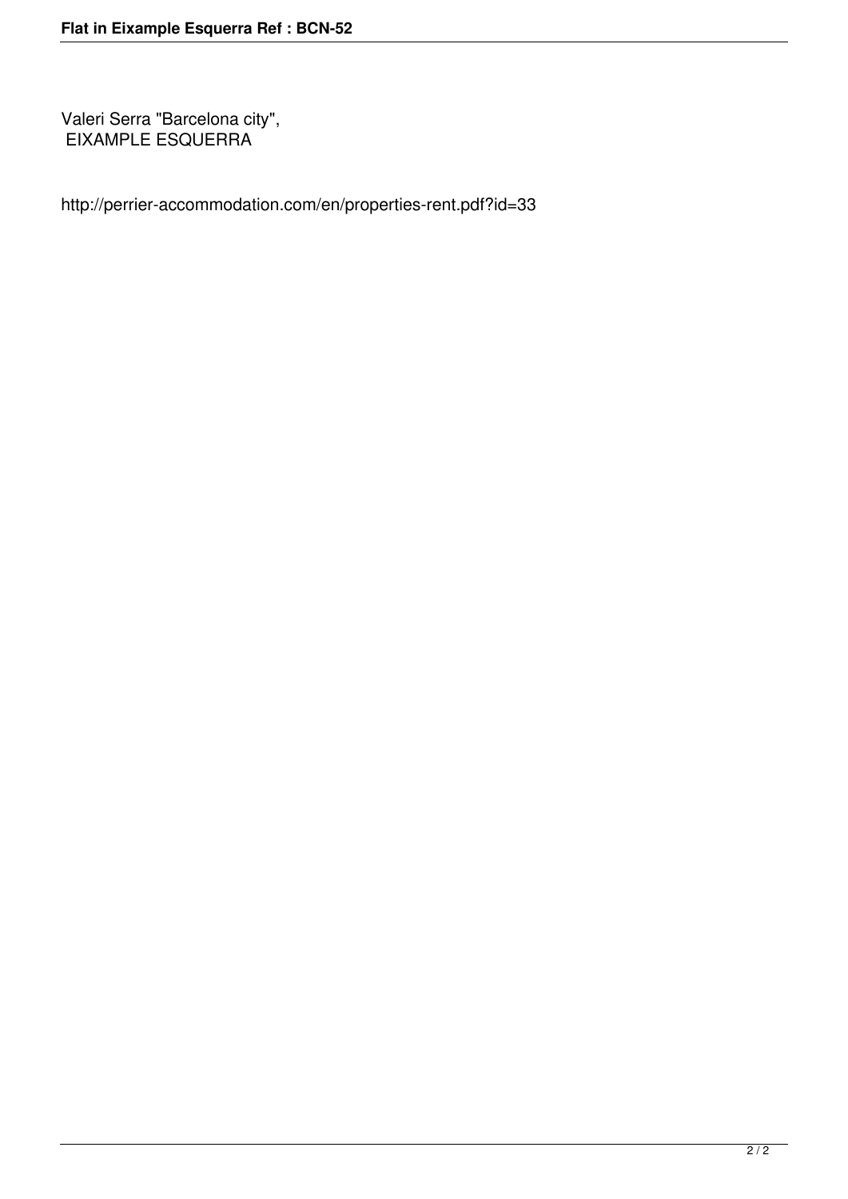Valeri Serra "Barcelona city",
EIXAMPLE ESQUERRA

http://perrier-accommodation.com/en/properties-rent.pdf?id=33